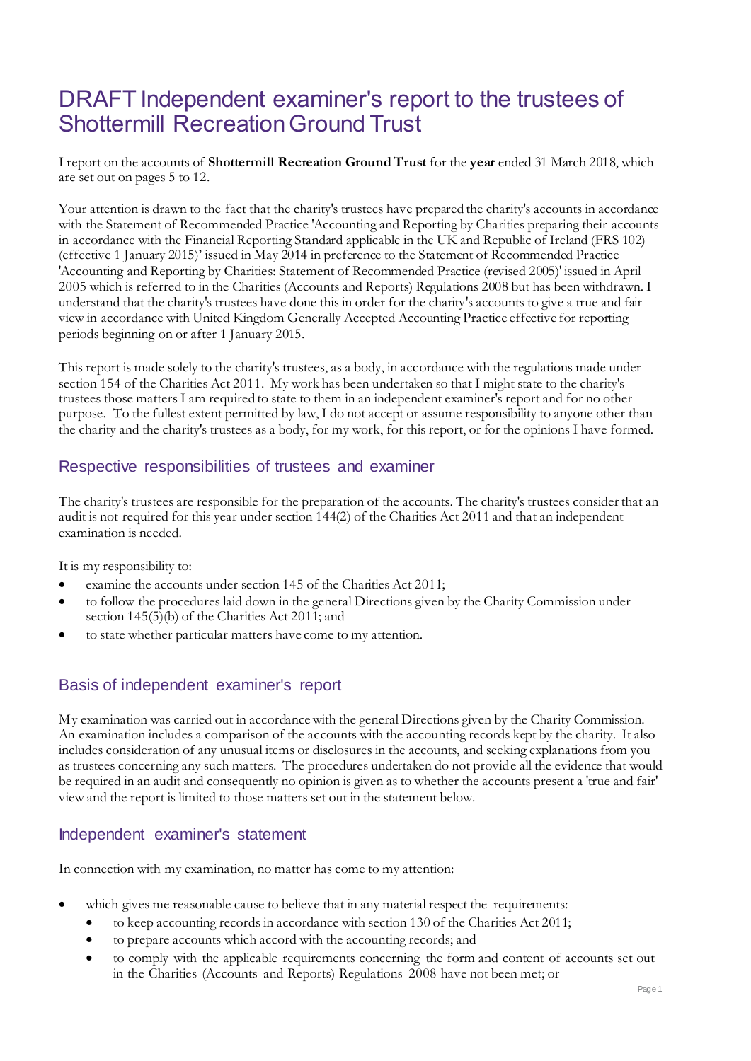# DRAFT Independent examiner's report to the trustees of Shottermill Recreation Ground Trust

I report on the accounts of **Shottermill Recreation Ground Trust** for the **year** ended 31 March 2018, which are set out on pages 5 to 12.

Your attention is drawn to the fact that the charity's trustees have prepared the charity's accounts in accordance with the Statement of Recommended Practice 'Accounting and Reporting by Charities preparing their accounts in accordance with the Financial Reporting Standard applicable in the UK and Republic of Ireland (FRS 102) (effective 1 January 2015)' issued in May 2014 in preference to the Statement of Recommended Practice 'Accounting and Reporting by Charities: Statement of Recommended Practice (revised 2005)' issued in April 2005 which is referred to in the Charities (Accounts and Reports) Regulations 2008 but has been withdrawn. I understand that the charity's trustees have done this in order for the charity's accounts to give a true and fair view in accordance with United Kingdom Generally Accepted Accounting Practice effective for reporting periods beginning on or after 1 January 2015.

This report is made solely to the charity's trustees, as a body, in accordance with the regulations made under section 154 of the Charities Act 2011. My work has been undertaken so that I might state to the charity's trustees those matters I am required to state to them in an independent examiner's report and for no other purpose. To the fullest extent permitted by law, I do not accept or assume responsibility to anyone other than the charity and the charity's trustees as a body, for my work, for this report, or for the opinions I have formed.

## Respective responsibilities of trustees and examiner

The charity's trustees are responsible for the preparation of the accounts. The charity's trustees consider that an audit is not required for this year under section 144(2) of the Charities Act 2011 and that an independent examination is needed.

It is my responsibility to:

- examine the accounts under section 145 of the Charities Act 2011;
- to follow the procedures laid down in the general Directions given by the Charity Commission under section 145(5)(b) of the Charities Act 2011; and
- to state whether particular matters have come to my attention.

## Basis of independent examiner's report

My examination was carried out in accordance with the general Directions given by the Charity Commission. An examination includes a comparison of the accounts with the accounting records kept by the charity. It also includes consideration of any unusual items or disclosures in the accounts, and seeking explanations from you as trustees concerning any such matters. The procedures undertaken do not provide all the evidence that would be required in an audit and consequently no opinion is given as to whether the accounts present a 'true and fair' view and the report is limited to those matters set out in the statement below.

## Independent examiner's statement

In connection with my examination, no matter has come to my attention:

- which gives me reasonable cause to believe that in any material respect the requirements:
  - to keep accounting records in accordance with section 130 of the Charities Act 2011;
  - to prepare accounts which accord with the accounting records; and
  - to comply with the applicable requirements concerning the form and content of accounts set out in the Charities (Accounts and Reports) Regulations 2008 have not been met; or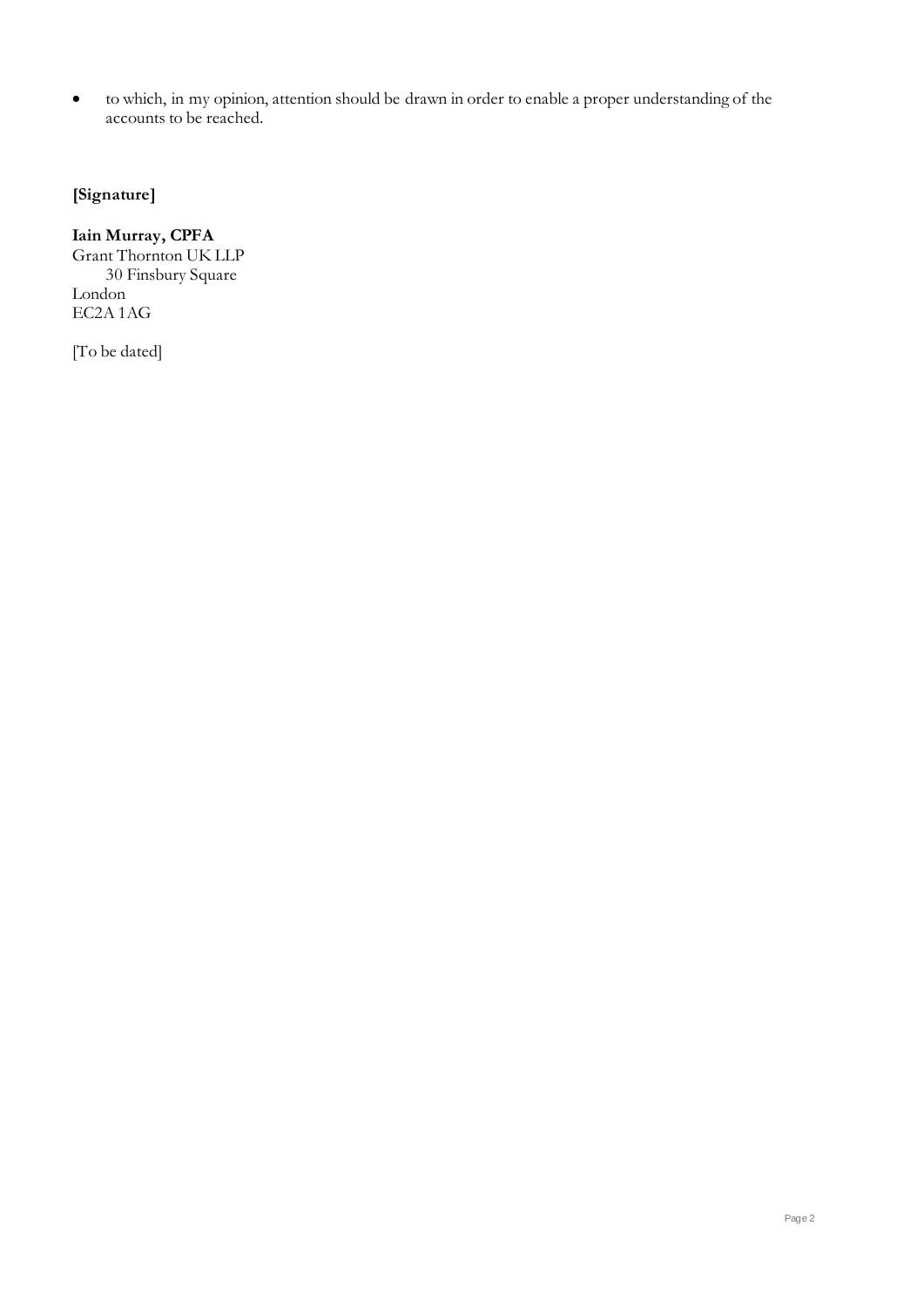- to which, in my opinion, attention should be drawn in order to enable a proper understanding of the accounts to be reached.

**[Signature]**

**Iain Murray, CPFA**
Grant Thornton UK LLP
30 Finsbury Square
London
EC2A 1AG

[To be dated]